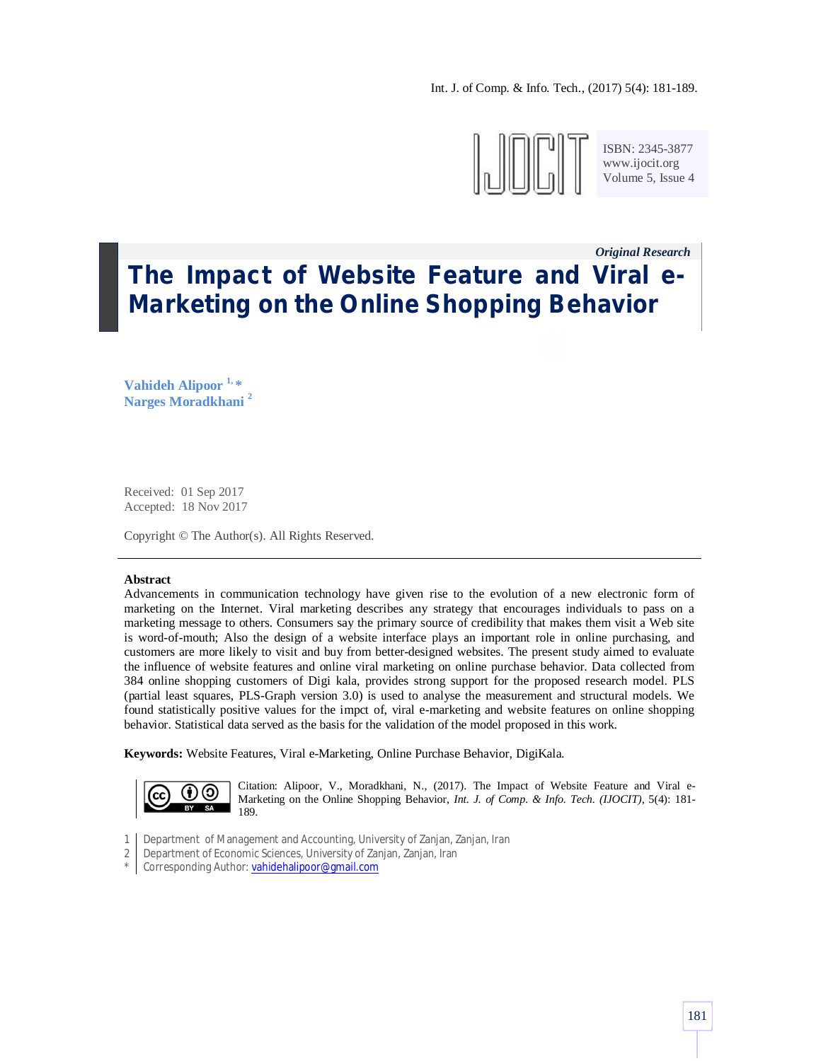ISBN: 2345-3877
www.ijocit.org
Volume 5, Issue 4

*Original Research*

# The Impact of Website Feature and Viral e-Marketing on the Online Shopping Behavior

**Vahideh Alipoor** [1, *]
**Narges Moradkhani** [2]

Received: 01 Sep 2017
Accepted: 18 Nov 2017

Copyright © The Author(s). All Rights Reserved.

**Abstract**

Advancements in communication technology have given rise to the evolution of a new electronic form of marketing on the Internet. Viral marketing describes any strategy that encourages individuals to pass on a marketing message to others. Consumers say the primary source of credibility that makes them visit a Web site is word-of-mouth; Also the design of a website interface plays an important role in online purchasing, and customers are more likely to visit and buy from better-designed websites. The present study aimed to evaluate the influence of website features and online viral marketing on online purchase behavior. Data collected from 384 online shopping customers of Digi kala, provides strong support for the proposed research model. PLS (partial least squares, PLS-Graph version 3.0) is used to analyse the measurement and structural models. We found statistically positive values for the impct of, viral e-marketing and website features on online shopping behavior. Statistical data served as the basis for the validation of the model proposed in this work.

**Keywords:** Website Features, Viral e-Marketing, Online Purchase Behavior, DigiKala.

Citation: Alipoor, V., Moradkhani, N., (2017). The Impact of Website Feature and Viral e-Marketing on the Online Shopping Behavior, *Int. J. of Comp. & Info. Tech. (IJOCIT)*, 5(4): 181-189.

1 Department of Management and Accounting, University of Zanjan, Zanjan, Iran
2 Department of Economic Sciences, University of Zanjan, Zanjan, Iran
* Corresponding Author: vahidehalipoor@gmail.com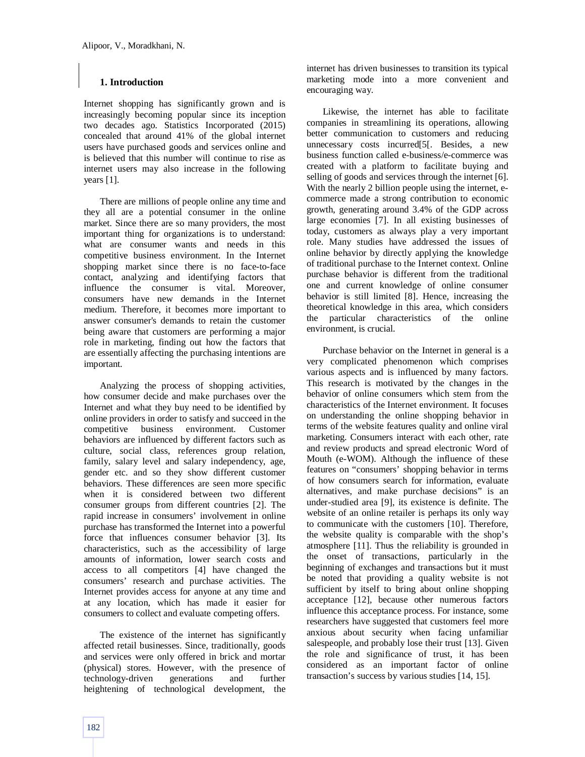## 1. Introduction

Internet shopping has significantly grown and is increasingly becoming popular since its inception two decades ago. Statistics Incorporated (2015) concealed that around 41% of the global internet users have purchased goods and services online and is believed that this number will continue to rise as internet users may also increase in the following years [1].

There are millions of people online any time and they all are a potential consumer in the online market. Since there are so many providers, the most important thing for organizations is to understand: what are consumer wants and needs in this competitive business environment. In the Internet shopping market since there is no face-to-face contact, analyzing and identifying factors that influence the consumer is vital. Moreover, consumers have new demands in the Internet medium. Therefore, it becomes more important to answer consumer's demands to retain the customer being aware that customers are performing a major role in marketing, finding out how the factors that are essentially affecting the purchasing intentions are important.

Analyzing the process of shopping activities, how consumer decide and make purchases over the Internet and what they buy need to be identified by online providers in order to satisfy and succeed in the competitive business environment. Customer behaviors are influenced by different factors such as culture, social class, references group relation, family, salary level and salary independency, age, gender etc. and so they show different customer behaviors. These differences are seen more specific when it is considered between two different consumer groups from different countries [2]. The rapid increase in consumers' involvement in online purchase has transformed the Internet into a powerful force that influences consumer behavior [3]. Its characteristics, such as the accessibility of large amounts of information, lower search costs and access to all competitors [4] have changed the consumers' research and purchase activities. The Internet provides access for anyone at any time and at any location, which has made it easier for consumers to collect and evaluate competing offers.

The existence of the internet has significantly affected retail businesses. Since, traditionally, goods and services were only offered in brick and mortar (physical) stores. However, with the presence of technology-driven generations and further heightening of technological development, the internet has driven businesses to transition its typical marketing mode into a more convenient and encouraging way.

Likewise, the internet has able to facilitate companies in streamlining its operations, allowing better communication to customers and reducing unnecessary costs incurred[5[. Besides, a new business function called e-business/e-commerce was created with a platform to facilitate buying and selling of goods and services through the internet [6]. With the nearly 2 billion people using the internet, e-commerce made a strong contribution to economic growth, generating around 3.4% of the GDP across large economies [7]. In all existing businesses of today, customers as always play a very important role. Many studies have addressed the issues of online behavior by directly applying the knowledge of traditional purchase to the Internet context. Online purchase behavior is different from the traditional one and current knowledge of online consumer behavior is still limited [8]. Hence, increasing the theoretical knowledge in this area, which considers the particular characteristics of the online environment, is crucial.

Purchase behavior on the Internet in general is a very complicated phenomenon which comprises various aspects and is influenced by many factors. This research is motivated by the changes in the behavior of online consumers which stem from the characteristics of the Internet environment. It focuses on understanding the online shopping behavior in terms of the website features quality and online viral marketing. Consumers interact with each other, rate and review products and spread electronic Word of Mouth (e-WOM). Although the influence of these features on "consumers' shopping behavior in terms of how consumers search for information, evaluate alternatives, and make purchase decisions" is an under-studied area [9], its existence is definite. The website of an online retailer is perhaps its only way to communicate with the customers [10]. Therefore, the website quality is comparable with the shop's atmosphere [11]. Thus the reliability is grounded in the onset of transactions, particularly in the beginning of exchanges and transactions but it must be noted that providing a quality website is not sufficient by itself to bring about online shopping acceptance [12], because other numerous factors influence this acceptance process. For instance, some researchers have suggested that customers feel more anxious about security when facing unfamiliar salespeople, and probably lose their trust [13]. Given the role and significance of trust, it has been considered as an important factor of online transaction's success by various studies [14, 15].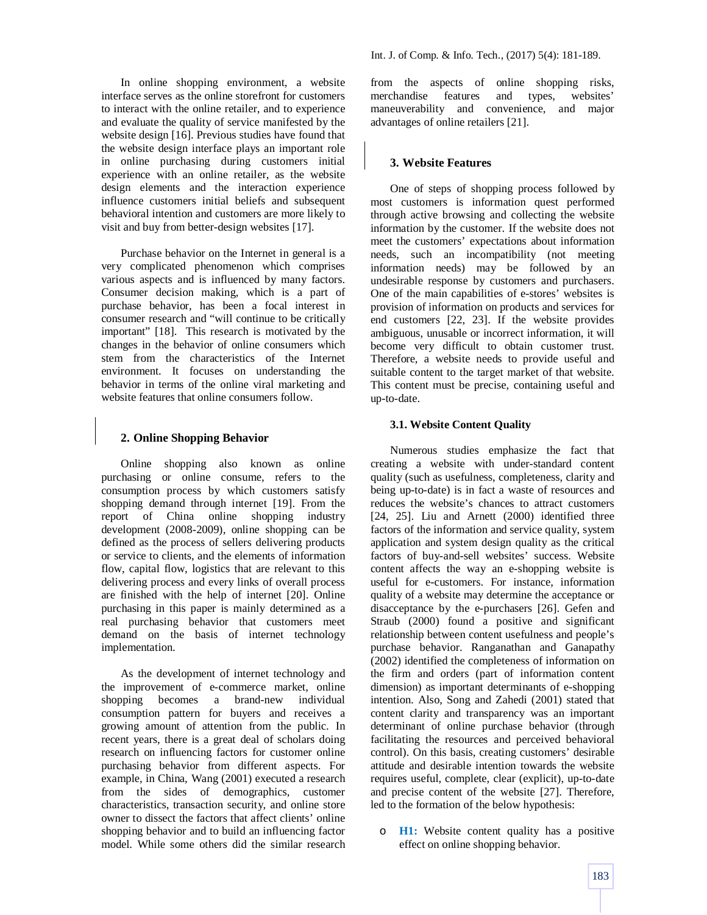In online shopping environment, a website interface serves as the online storefront for customers to interact with the online retailer, and to experience and evaluate the quality of service manifested by the website design [16]. Previous studies have found that the website design interface plays an important role in online purchasing during customers initial experience with an online retailer, as the website design elements and the interaction experience influence customers initial beliefs and subsequent behavioral intention and customers are more likely to visit and buy from better-design websites [17].

Purchase behavior on the Internet in general is a very complicated phenomenon which comprises various aspects and is influenced by many factors. Consumer decision making, which is a part of purchase behavior, has been a focal interest in consumer research and "will continue to be critically important" [18]. This research is motivated by the changes in the behavior of online consumers which stem from the characteristics of the Internet environment. It focuses on understanding the behavior in terms of the online viral marketing and website features that online consumers follow.

## 2. Online Shopping Behavior

Online shopping also known as online purchasing or online consume, refers to the consumption process by which customers satisfy shopping demand through internet [19]. From the report of China online shopping industry development (2008-2009), online shopping can be defined as the process of sellers delivering products or service to clients, and the elements of information flow, capital flow, logistics that are relevant to this delivering process and every links of overall process are finished with the help of internet [20]. Online purchasing in this paper is mainly determined as a real purchasing behavior that customers meet demand on the basis of internet technology implementation.

As the development of internet technology and the improvement of e-commerce market, online shopping becomes a brand-new individual consumption pattern for buyers and receives a growing amount of attention from the public. In recent years, there is a great deal of scholars doing research on influencing factors for customer online purchasing behavior from different aspects. For example, in China, Wang (2001) executed a research from the sides of demographics, customer characteristics, transaction security, and online store owner to dissect the factors that affect clients' online shopping behavior and to build an influencing factor model. While some others did the similar research from the aspects of online shopping risks, merchandise features and types, websites' maneuverability and convenience, and major advantages of online retailers [21].

## 3. Website Features

One of steps of shopping process followed by most customers is information quest performed through active browsing and collecting the website information by the customer. If the website does not meet the customers' expectations about information needs, such an incompatibility (not meeting information needs) may be followed by an undesirable response by customers and purchasers. One of the main capabilities of e-stores' websites is provision of information on products and services for end customers [22, 23]. If the website provides ambiguous, unusable or incorrect information, it will become very difficult to obtain customer trust. Therefore, a website needs to provide useful and suitable content to the target market of that website. This content must be precise, containing useful and up-to-date.

### 3.1. Website Content Quality

Numerous studies emphasize the fact that creating a website with under-standard content quality (such as usefulness, completeness, clarity and being up-to-date) is in fact a waste of resources and reduces the website's chances to attract customers [24, 25]. Liu and Arnett (2000) identified three factors of the information and service quality, system application and system design quality as the critical factors of buy-and-sell websites' success. Website content affects the way an e-shopping website is useful for e-customers. For instance, information quality of a website may determine the acceptance or disacceptance by the e-purchasers [26]. Gefen and Straub (2000) found a positive and significant relationship between content usefulness and people's purchase behavior. Ranganathan and Ganapathy (2002) identified the completeness of information on the firm and orders (part of information content dimension) as important determinants of e-shopping intention. Also, Song and Zahedi (2001) stated that content clarity and transparency was an important determinant of online purchase behavior (through facilitating the resources and perceived behavioral control). On this basis, creating customers' desirable attitude and desirable intention towards the website requires useful, complete, clear (explicit), up-to-date and precise content of the website [27]. Therefore, led to the formation of the below hypothesis:

- **H1:** Website content quality has a positive effect on online shopping behavior.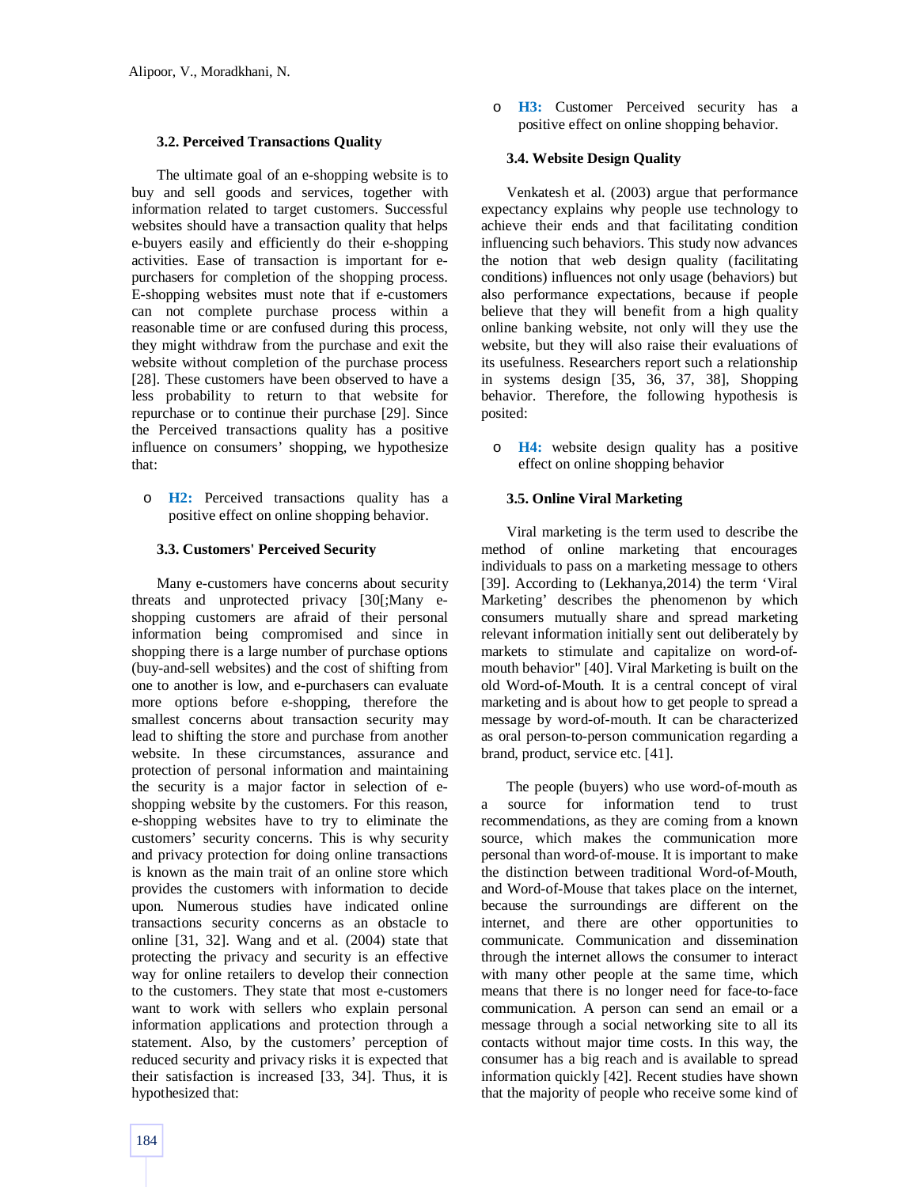### 3.2. Perceived Transactions Quality

The ultimate goal of an e-shopping website is to buy and sell goods and services, together with information related to target customers. Successful websites should have a transaction quality that helps e-buyers easily and efficiently do their e-shopping activities. Ease of transaction is important for e-purchasers for completion of the shopping process. E-shopping websites must note that if e-customers can not complete purchase process within a reasonable time or are confused during this process, they might withdraw from the purchase and exit the website without completion of the purchase process [28]. These customers have been observed to have a less probability to return to that website for repurchase or to continue their purchase [29]. Since the Perceived transactions quality has a positive influence on consumers' shopping, we hypothesize that:

- **H2:** Perceived transactions quality has a positive effect on online shopping behavior.

### 3.3. Customers' Perceived Security

Many e-customers have concerns about security threats and unprotected privacy [30[;Many e-shopping customers are afraid of their personal information being compromised and since in shopping there is a large number of purchase options (buy-and-sell websites) and the cost of shifting from one to another is low, and e-purchasers can evaluate more options before e-shopping, therefore the smallest concerns about transaction security may lead to shifting the store and purchase from another website. In these circumstances, assurance and protection of personal information and maintaining the security is a major factor in selection of e-shopping website by the customers. For this reason, e-shopping websites have to try to eliminate the customers' security concerns. This is why security and privacy protection for doing online transactions is known as the main trait of an online store which provides the customers with information to decide upon. Numerous studies have indicated online transactions security concerns as an obstacle to online [31, 32]. Wang and et al. (2004) state that protecting the privacy and security is an effective way for online retailers to develop their connection to the customers. They state that most e-customers want to work with sellers who explain personal information applications and protection through a statement. Also, by the customers' perception of reduced security and privacy risks it is expected that their satisfaction is increased [33, 34]. Thus, it is hypothesized that:

- **H3:** Customer Perceived security has a positive effect on online shopping behavior.

### 3.4. Website Design Quality

Venkatesh et al. (2003) argue that performance expectancy explains why people use technology to achieve their ends and that facilitating condition influencing such behaviors. This study now advances the notion that web design quality (facilitating conditions) influences not only usage (behaviors) but also performance expectations, because if people believe that they will benefit from a high quality online banking website, not only will they use the website, but they will also raise their evaluations of its usefulness. Researchers report such a relationship in systems design [35, 36, 37, 38], Shopping behavior. Therefore, the following hypothesis is posited:

- **H4:** website design quality has a positive effect on online shopping behavior

### 3.5. Online Viral Marketing

Viral marketing is the term used to describe the method of online marketing that encourages individuals to pass on a marketing message to others [39]. According to (Lekhanya,2014) the term 'Viral Marketing' describes the phenomenon by which consumers mutually share and spread marketing relevant information initially sent out deliberately by markets to stimulate and capitalize on word-of-mouth behavior" [40]. Viral Marketing is built on the old Word-of-Mouth. It is a central concept of viral marketing and is about how to get people to spread a message by word-of-mouth. It can be characterized as oral person-to-person communication regarding a brand, product, service etc. [41].

The people (buyers) who use word-of-mouth as a source for information tend to trust recommendations, as they are coming from a known source, which makes the communication more personal than word-of-mouse. It is important to make the distinction between traditional Word-of-Mouth, and Word-of-Mouse that takes place on the internet, because the surroundings are different on the internet, and there are other opportunities to communicate. Communication and dissemination through the internet allows the consumer to interact with many other people at the same time, which means that there is no longer need for face-to-face communication. A person can send an email or a message through a social networking site to all its contacts without major time costs. In this way, the consumer has a big reach and is available to spread information quickly [42]. Recent studies have shown that the majority of people who receive some kind of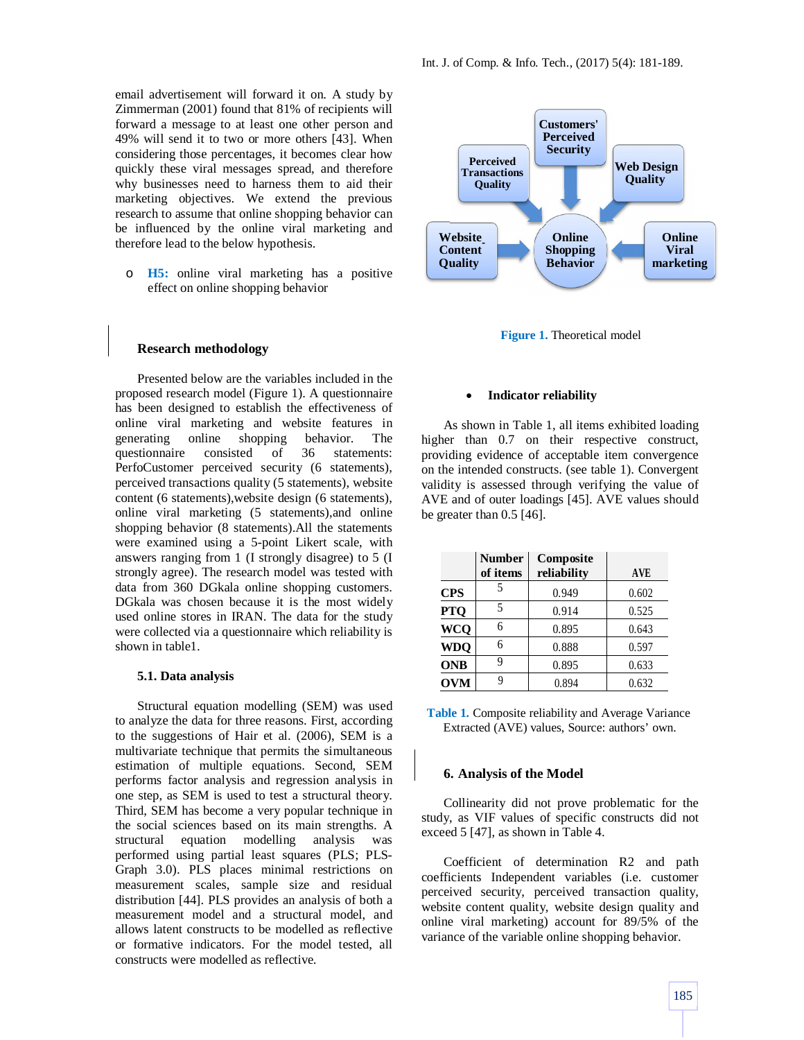email advertisement will forward it on. A study by Zimmerman (2001) found that 81% of recipients will forward a message to at least one other person and 49% will send it to two or more others [43]. When considering those percentages, it becomes clear how quickly these viral messages spread, and therefore why businesses need to harness them to aid their marketing objectives. We extend the previous research to assume that online shopping behavior can be influenced by the online viral marketing and therefore lead to the below hypothesis.

- **H5:** online viral marketing has a positive effect on online shopping behavior

## Research methodology

Presented below are the variables included in the proposed research model (Figure 1). A questionnaire has been designed to establish the effectiveness of online viral marketing and website features in generating online shopping behavior. The questionnaire consisted of 36 statements: PerfoCustomer perceived security (6 statements), perceived transactions quality (5 statements), website content (6 statements),website design (6 statements), online viral marketing (5 statements),and online shopping behavior (8 statements).All the statements were examined using a 5-point Likert scale, with answers ranging from 1 (I strongly disagree) to 5 (I strongly agree). The research model was tested with data from 360 DGkala online shopping customers. DGkala was chosen because it is the most widely used online stores in IRAN. The data for the study were collected via a questionnaire which reliability is shown in table1.

### 5.1. Data analysis

Structural equation modelling (SEM) was used to analyze the data for three reasons. First, according to the suggestions of Hair et al. (2006), SEM is a multivariate technique that permits the simultaneous estimation of multiple equations. Second, SEM performs factor analysis and regression analysis in one step, as SEM is used to test a structural theory. Third, SEM has become a very popular technique in the social sciences based on its main strengths. A structural equation modelling analysis was performed using partial least squares (PLS; PLS-Graph 3.0). PLS places minimal restrictions on measurement scales, sample size and residual distribution [44]. PLS provides an analysis of both a measurement model and a structural model, and allows latent constructs to be modelled as reflective or formative indicators. For the model tested, all constructs were modelled as reflective.

Customers' Perceived Security, Perceived Transactions Quality, Web Design Quality, Website Content Quality, Online Viral marketing → Online Shopping Behavior

**Figure 1.** Theoretical model

- **Indicator reliability**

As shown in Table 1, all items exhibited loading higher than 0.7 on their respective construct, providing evidence of acceptable item convergence on the intended constructs. (see table 1). Convergent validity is assessed through verifying the value of AVE and of outer loadings [45]. AVE values should be greater than 0.5 [46].

| | Number of items | Composite reliability | AVE |
|---|---|---|---|
| **CPS** | 5 | 0.949 | 0.602 |
| **PTQ** | 5 | 0.914 | 0.525 |
| **WCQ** | 6 | 0.895 | 0.643 |
| **WDQ** | 6 | 0.888 | 0.597 |
| **ONB** | 9 | 0.895 | 0.633 |
| **OVM** | 9 | 0.894 | 0.632 |

**Table 1.** Composite reliability and Average Variance Extracted (AVE) values, Source: authors' own.

## 6. Analysis of the Model

Collinearity did not prove problematic for the study, as VIF values of specific constructs did not exceed 5 [47], as shown in Table 4.

Coefficient of determination R2 and path coefficients Independent variables (i.e. customer perceived security, perceived transaction quality, website content quality, website design quality and online viral marketing) account for 89/5% of the variance of the variable online shopping behavior.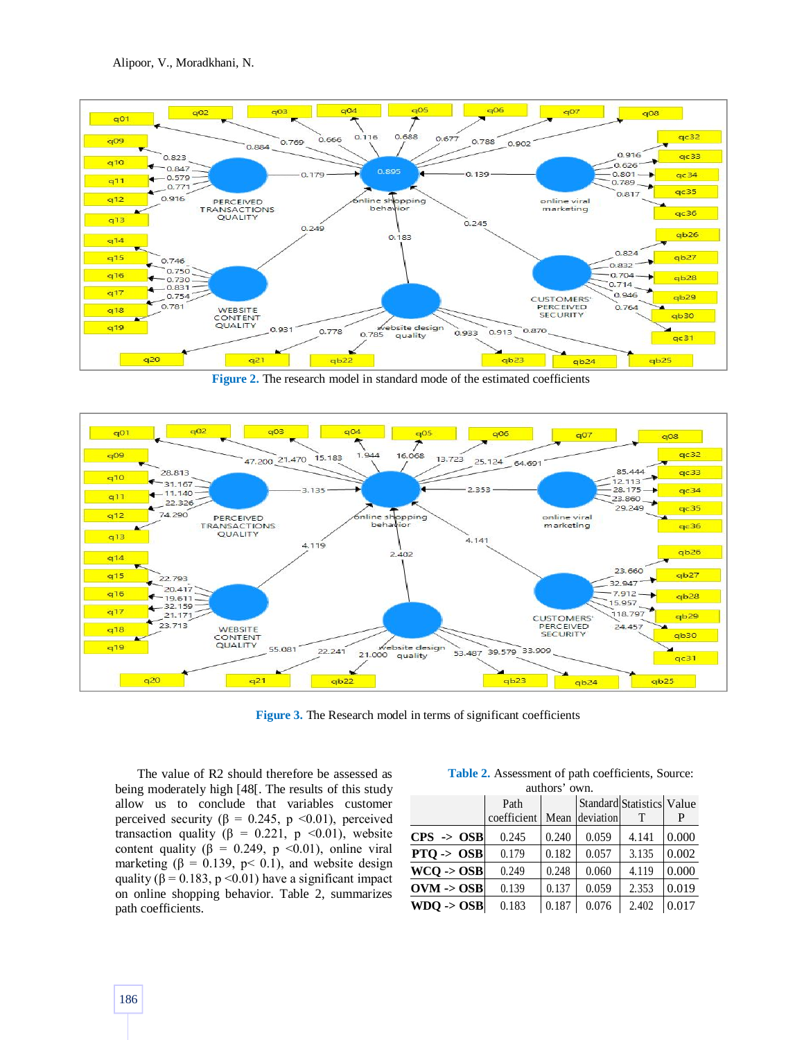Figure 2. The research model in standard mode of the estimated coefficients

Figure 3. The Research model in terms of significant coefficients

The value of R2 should therefore be assessed as being moderately high [48[. The results of this study allow us to conclude that variables customer perceived security (β = 0.245, p <0.01), perceived transaction quality (β = 0.221, p <0.01), website content quality (β = 0.249, p <0.01), online viral marketing (β = 0.139, p< 0.1), and website design quality (β = 0.183, p <0.01) have a significant impact on online shopping behavior. Table 2, summarizes path coefficients.

Table 2. Assessment of path coefficients, Source: authors' own.

| | Path coefficient | Mean | Standard deviation | Statistics T | Value P |
|---|---|---|---|---|---|
| **CPS -> OSB** | 0.245 | 0.240 | 0.059 | 4.141 | 0.000 |
| **PTQ -> OSB** | 0.179 | 0.182 | 0.057 | 3.135 | 0.002 |
| **WCQ -> OSB** | 0.249 | 0.248 | 0.060 | 4.119 | 0.000 |
| **OVM -> OSB** | 0.139 | 0.137 | 0.059 | 2.353 | 0.019 |
| **WDQ -> OSB** | 0.183 | 0.187 | 0.076 | 2.402 | 0.017 |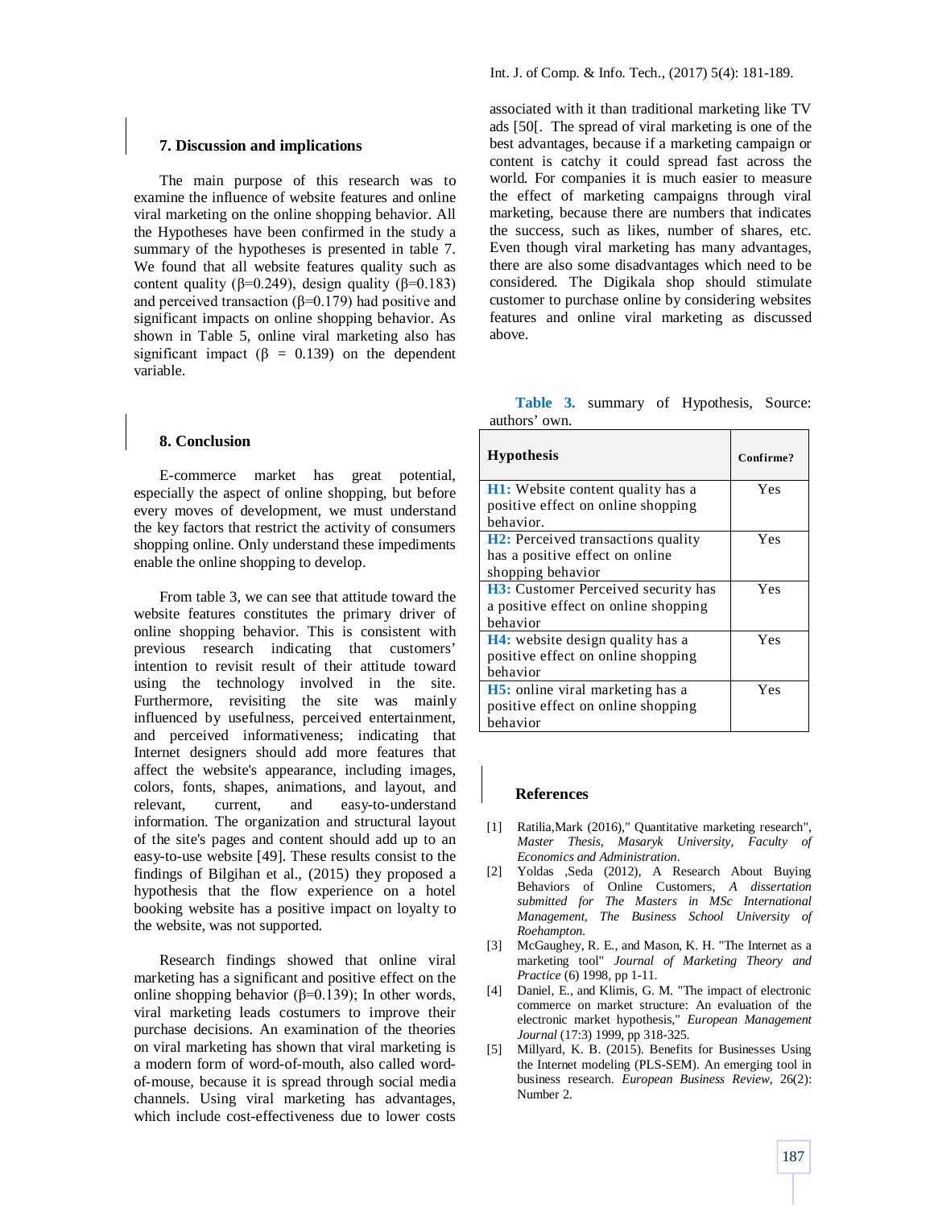## 7. Discussion and implications

The main purpose of this research was to examine the influence of website features and online viral marketing on the online shopping behavior. All the Hypotheses have been confirmed in the study a summary of the hypotheses is presented in table 7. We found that all website features quality such as content quality (β=0.249), design quality (β=0.183) and perceived transaction (β=0.179) had positive and significant impacts on online shopping behavior. As shown in Table 5, online viral marketing also has significant impact (β = 0.139) on the dependent variable.

## 8. Conclusion

E-commerce market has great potential, especially the aspect of online shopping, but before every moves of development, we must understand the key factors that restrict the activity of consumers shopping online. Only understand these impediments enable the online shopping to develop.

From table 3, we can see that attitude toward the website features constitutes the primary driver of online shopping behavior. This is consistent with previous research indicating that customers' intention to revisit result of their attitude toward using the technology involved in the site. Furthermore, revisiting the site was mainly influenced by usefulness, perceived entertainment, and perceived informativeness; indicating that Internet designers should add more features that affect the website's appearance, including images, colors, fonts, shapes, animations, and layout, and relevant, current, and easy-to-understand information. The organization and structural layout of the site's pages and content should add up to an easy-to-use website [49]. These results consist to the findings of Bilgihan et al., (2015) they proposed a hypothesis that the flow experience on a hotel booking website has a positive impact on loyalty to the website, was not supported.

Research findings showed that online viral marketing has a significant and positive effect on the online shopping behavior (β=0.139); In other words, viral marketing leads costumers to improve their purchase decisions. An examination of the theories on viral marketing has shown that viral marketing is a modern form of word-of-mouth, also called word-of-mouse, because it is spread through social media channels. Using viral marketing has advantages, which include cost-effectiveness due to lower costs associated with it than traditional marketing like TV ads [50[. The spread of viral marketing is one of the best advantages, because if a marketing campaign or content is catchy it could spread fast across the world. For companies it is much easier to measure the effect of marketing campaigns through viral marketing, because there are numbers that indicates the success, such as likes, number of shares, etc. Even though viral marketing has many advantages, there are also some disadvantages which need to be considered. The Digikala shop should stimulate customer to purchase online by considering websites features and online viral marketing as discussed above.

**Table 3.** summary of Hypothesis, Source: authors' own.

| Hypothesis | Confirme? |
|---|---|
| **H1:** Website content quality has a positive effect on online shopping behavior. | Yes |
| **H2:** Perceived transactions quality has a positive effect on online shopping behavior | Yes |
| **H3:** Customer Perceived security has a positive effect on online shopping behavior | Yes |
| **H4:** website design quality has a positive effect on online shopping behavior | Yes |
| **H5:** online viral marketing has a positive effect on online shopping behavior | Yes |

## References

[1] Ratilia,Mark (2016)," Quantitative marketing research", *Master Thesis, Masaryk University, Faculty of Economics and Administration*.

[2] Yoldas ,Seda (2012), A Research About Buying Behaviors of Online Customers, *A dissertation submitted for The Masters in MSc International Management, The Business School University of Roehampton*.

[3] McGaughey, R. E., and Mason, K. H. "The Internet as a marketing tool" *Journal of Marketing Theory and Practice* (6) 1998, pp 1-11.

[4] Daniel, E., and Klimis, G. M. "The impact of electronic commerce on market structure: An evaluation of the electronic market hypothesis," *European Management Journal* (17:3) 1999, pp 318-325.

[5] Millyard, K. B. (2015). Benefits for Businesses Using the Internet modeling (PLS-SEM). An emerging tool in business research. *European Business Review*, 26(2): Number 2.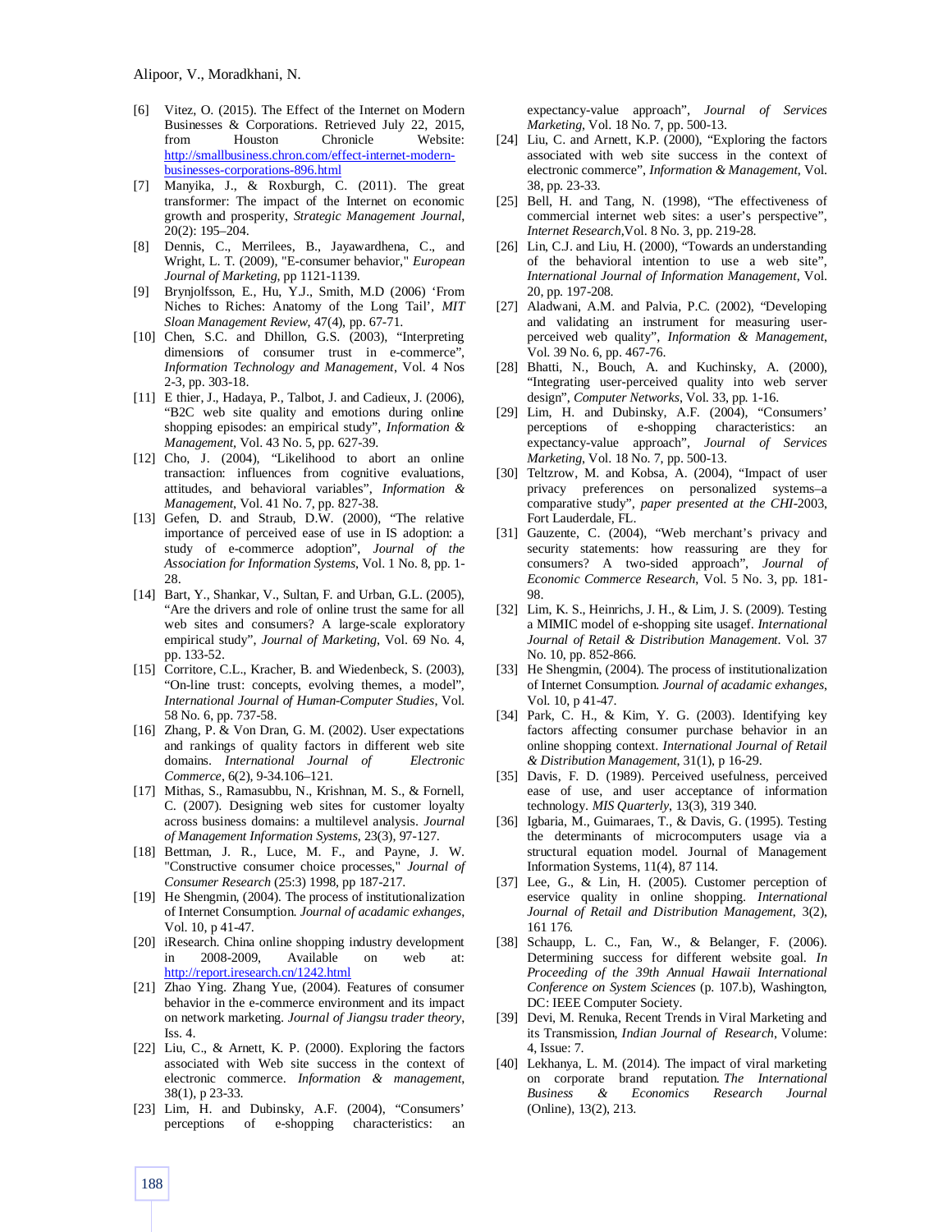[6] Vitez, O. (2015). The Effect of the Internet on Modern Businesses & Corporations. Retrieved July 22, 2015, from Houston Chronicle Website: http://smallbusiness.chron.com/effect-internet-modern-businesses-corporations-896.html

[7] Manyika, J., & Roxburgh, C. (2011). The great transformer: The impact of the Internet on economic growth and prosperity, *Strategic Management Journal*, 20(2): 195–204.

[8] Dennis, C., Merrilees, B., Jayawardhena, C., and Wright, L. T. (2009), "E-consumer behavior," *European Journal of Marketing*, pp 1121-1139.

[9] Brynjolfsson, E., Hu, Y.J., Smith, M.D (2006) 'From Niches to Riches: Anatomy of the Long Tail', *MIT Sloan Management Review*, 47(4), pp. 67-71.

[10] Chen, S.C. and Dhillon, G.S. (2003), "Interpreting dimensions of consumer trust in e-commerce", *Information Technology and Management*, Vol. 4 Nos 2-3, pp. 303-18.

[11] E thier, J., Hadaya, P., Talbot, J. and Cadieux, J. (2006), "B2C web site quality and emotions during online shopping episodes: an empirical study", *Information & Management*, Vol. 43 No. 5, pp. 627-39.

[12] Cho, J. (2004), "Likelihood to abort an online transaction: influences from cognitive evaluations, attitudes, and behavioral variables", *Information & Management*, Vol. 41 No. 7, pp. 827-38.

[13] Gefen, D. and Straub, D.W. (2000), "The relative importance of perceived ease of use in IS adoption: a study of e-commerce adoption", *Journal of the Association for Information Systems*, Vol. 1 No. 8, pp. 1-28.

[14] Bart, Y., Shankar, V., Sultan, F. and Urban, G.L. (2005), "Are the drivers and role of online trust the same for all web sites and consumers? A large-scale exploratory empirical study", *Journal of Marketing*, Vol. 69 No. 4, pp. 133-52.

[15] Corritore, C.L., Kracher, B. and Wiedenbeck, S. (2003), "On-line trust: concepts, evolving themes, a model", *International Journal of Human-Computer Studies*, Vol. 58 No. 6, pp. 737-58.

[16] Zhang, P. & Von Dran, G. M. (2002). User expectations and rankings of quality factors in different web site domains. *International Journal of Electronic Commerce*, 6(2), 9-34.106–121.

[17] Mithas, S., Ramasubbu, N., Krishnan, M. S., & Fornell, C. (2007). Designing web sites for customer loyalty across business domains: a multilevel analysis. *Journal of Management Information Systems*, 23(3), 97-127.

[18] Bettman, J. R., Luce, M. F., and Payne, J. W. "Constructive consumer choice processes," *Journal of Consumer Research* (25:3) 1998, pp 187-217.

[19] He Shengmin, (2004). The process of institutionalization of Internet Consumption. *Journal of acadamic exhanges*, Vol. 10, p 41-47.

[20] iResearch. China online shopping industry development in 2008-2009, Available on web at: http://report.iresearch.cn/1242.html

[21] Zhao Ying. Zhang Yue, (2004). Features of consumer behavior in the e-commerce environment and its impact on network marketing. *Journal of Jiangsu trader theory*, Iss. 4.

[22] Liu, C., & Arnett, K. P. (2000). Exploring the factors associated with Web site success in the context of electronic commerce. *Information & management*, 38(1), p 23-33.

[23] Lim, H. and Dubinsky, A.F. (2004), "Consumers' perceptions of e-shopping characteristics: an expectancy-value approach", *Journal of Services Marketing*, Vol. 18 No. 7, pp. 500-13.

[24] Liu, C. and Arnett, K.P. (2000), "Exploring the factors associated with web site success in the context of electronic commerce", *Information & Management*, Vol. 38, pp. 23-33.

[25] Bell, H. and Tang, N. (1998), "The effectiveness of commercial internet web sites: a user's perspective", *Internet Research*,Vol. 8 No. 3, pp. 219-28.

[26] Lin, C.J. and Liu, H. (2000), "Towards an understanding of the behavioral intention to use a web site", *International Journal of Information Management*, Vol. 20, pp. 197-208.

[27] Aladwani, A.M. and Palvia, P.C. (2002), "Developing and validating an instrument for measuring user-perceived web quality", *Information & Management*, Vol. 39 No. 6, pp. 467-76.

[28] Bhatti, N., Bouch, A. and Kuchinsky, A. (2000), "Integrating user-perceived quality into web server design", *Computer Networks*, Vol. 33, pp. 1-16.

[29] Lim, H. and Dubinsky, A.F. (2004), "Consumers' perceptions of e-shopping characteristics: an expectancy-value approach", *Journal of Services Marketing*, Vol. 18 No. 7, pp. 500-13.

[30] Teltzrow, M. and Kobsa, A. (2004), "Impact of user privacy preferences on personalized systems–a comparative study", *paper presented at the CHI*-2003, Fort Lauderdale, FL.

[31] Gauzente, C. (2004), "Web merchant's privacy and security statements: how reassuring are they for consumers? A two-sided approach", *Journal of Economic Commerce Research*, Vol. 5 No. 3, pp. 181-98.

[32] Lim, K. S., Heinrichs, J. H., & Lim, J. S. (2009). Testing a MIMIC model of e-shopping site usagef. *International Journal of Retail & Distribution Management*. Vol. 37 No. 10, pp. 852-866.

[33] He Shengmin, (2004). The process of institutionalization of Internet Consumption. *Journal of acadamic exhanges*, Vol. 10, p 41-47.

[34] Park, C. H., & Kim, Y. G. (2003). Identifying key factors affecting consumer purchase behavior in an online shopping context. *International Journal of Retail & Distribution Management*, 31(1), p 16-29.

[35] Davis, F. D. (1989). Perceived usefulness, perceived ease of use, and user acceptance of information technology. *MIS Quarterly*, 13(3), 319 340.

[36] Igbaria, M., Guimaraes, T., & Davis, G. (1995). Testing the determinants of microcomputers usage via a structural equation model. Journal of Management Information Systems, 11(4), 87 114.

[37] Lee, G., & Lin, H. (2005). Customer perception of eservice quality in online shopping. *International Journal of Retail and Distribution Management*, 3(2), 161 176.

[38] Schaupp, L. C., Fan, W., & Belanger, F. (2006). Determining success for different website goal. *In Proceeding of the 39th Annual Hawaii International Conference on System Sciences* (p. 107.b), Washington, DC: IEEE Computer Society.

[39] Devi, M. Renuka, Recent Trends in Viral Marketing and its Transmission, *Indian Journal of Research*, Volume: 4, Issue: 7.

[40] Lekhanya, L. M. (2014). The impact of viral marketing on corporate brand reputation. *The International Business & Economics Research Journal* (Online), 13(2), 213.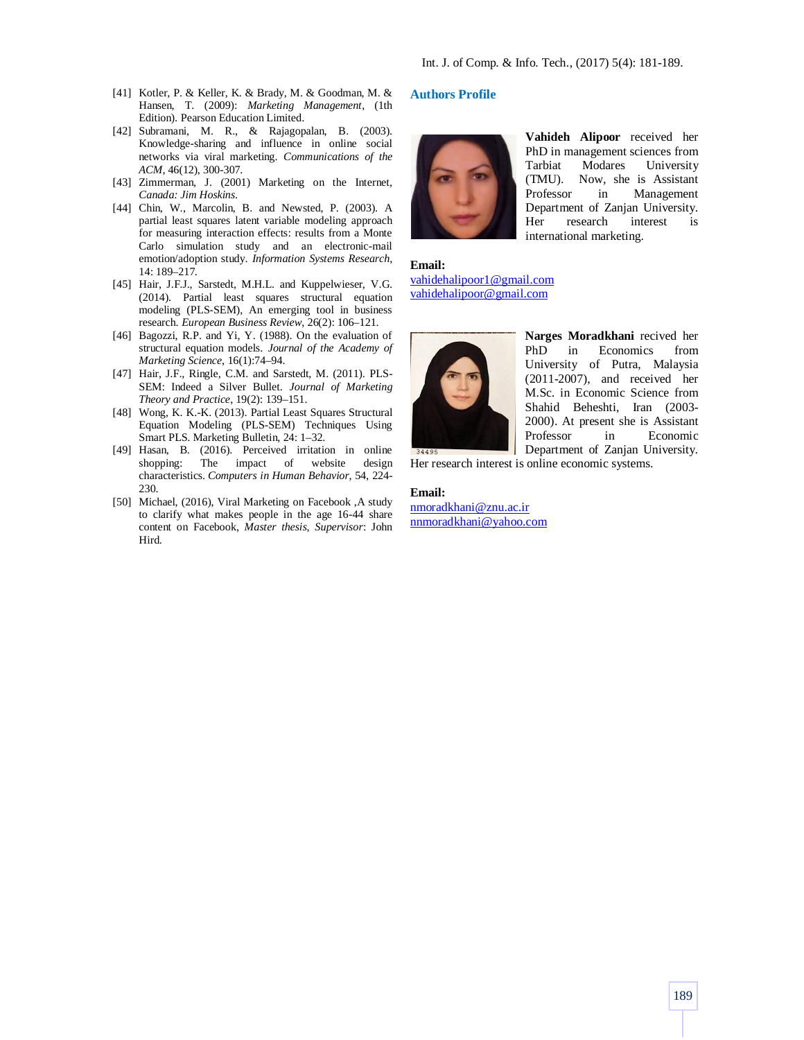[41] Kotler, P. & Keller, K. & Brady, M. & Goodman, M. & Hansen, T. (2009): *Marketing Management*, (1th Edition). Pearson Education Limited.

[42] Subramani, M. R., & Rajagopalan, B. (2003). Knowledge-sharing and influence in online social networks via viral marketing. *Communications of the ACM*, 46(12), 300-307.

[43] Zimmerman, J. (2001) Marketing on the Internet, *Canada: Jim Hoskins.*

[44] Chin, W., Marcolin, B. and Newsted, P. (2003). A partial least squares latent variable modeling approach for measuring interaction effects: results from a Monte Carlo simulation study and an electronic-mail emotion/adoption study. *Information Systems Research*, 14: 189–217.

[45] Hair, J.F.J., Sarstedt, M.H.L. and Kuppelwieser, V.G. (2014). Partial least squares structural equation modeling (PLS-SEM), An emerging tool in business research. *European Business Review*, 26(2): 106–121.

[46] Bagozzi, R.P. and Yi, Y. (1988). On the evaluation of structural equation models. *Journal of the Academy of Marketing Science*, 16(1):74–94.

[47] Hair, J.F., Ringle, C.M. and Sarstedt, M. (2011). PLS-SEM: Indeed a Silver Bullet. *Journal of Marketing Theory and Practice*, 19(2): 139–151.

[48] Wong, K. K.-K. (2013). Partial Least Squares Structural Equation Modeling (PLS-SEM) Techniques Using Smart PLS. Marketing Bulletin, 24: 1–32.

[49] Hasan, B. (2016). Perceived irritation in online shopping: The impact of website design characteristics. *Computers in Human Behavior*, 54, 224-230.

[50] Michael, (2016), Viral Marketing on Facebook ,A study to clarify what makes people in the age 16-44 share content on Facebook, *Master thesis, Supervisor*: John Hird.

## Authors Profile

**Vahideh Alipoor** received her PhD in management sciences from Tarbiat Modares University (TMU). Now, she is Assistant Professor in Management Department of Zanjan University. Her research interest is international marketing.

**Email:**
vahidehalipoor1@gmail.com
vahidehalipoor@gmail.com

**Narges Moradkhani** recived her PhD in Economics from University of Putra, Malaysia (2011-2007), and received her M.Sc. in Economic Science from Shahid Beheshti, Iran (2003-2000). At present she is Assistant Professor in Economic Department of Zanjan University. Her research interest is online economic systems.

**Email:**
nmoradkhani@znu.ac.ir
nnmoradkhani@yahoo.com